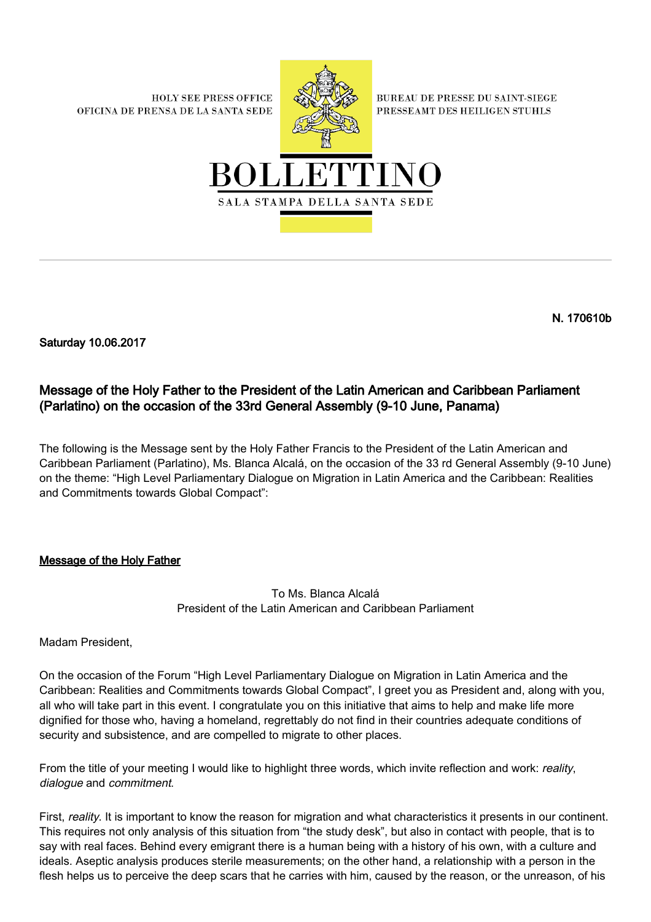HOLY SEE PRESS OFFICE
OFICINA DE PRENSA DE LA SANTA SEDE

BUREAU DE PRESSE DU SAINT-SIEGE
PRESSEAMT DES HEILIGEN STUHLS

# BOLLETTINO

SALA STAMPA DELLA SANTA SEDE

**N. 170610b**

**Saturday 10.06.2017**

## Message of the Holy Father to the President of the Latin American and Caribbean Parliament (Parlatino) on the occasion of the 33rd General Assembly (9-10 June, Panama)

The following is the Message sent by the Holy Father Francis to the President of the Latin American and Caribbean Parliament (Parlatino), Ms. Blanca Alcalá, on the occasion of the 33 rd General Assembly (9-10 June) on the theme: "High Level Parliamentary Dialogue on Migration in Latin America and the Caribbean: Realities and Commitments towards Global Compact":

**Message of the Holy Father**

To Ms. Blanca Alcalá
President of the Latin American and Caribbean Parliament

Madam President,

On the occasion of the Forum "High Level Parliamentary Dialogue on Migration in Latin America and the Caribbean: Realities and Commitments towards Global Compact", I greet you as President and, along with you, all who will take part in this event. I congratulate you on this initiative that aims to help and make life more dignified for those who, having a homeland, regrettably do not find in their countries adequate conditions of security and subsistence, and are compelled to migrate to other places.

From the title of your meeting I would like to highlight three words, which invite reflection and work: *reality*, *dialogue* and *commitment*.

First, *reality*. It is important to know the reason for migration and what characteristics it presents in our continent. This requires not only analysis of this situation from "the study desk", but also in contact with people, that is to say with real faces. Behind every emigrant there is a human being with a history of his own, with a culture and ideals. Aseptic analysis produces sterile measurements; on the other hand, a relationship with a person in the flesh helps us to perceive the deep scars that he carries with him, caused by the reason, or the unreason, of his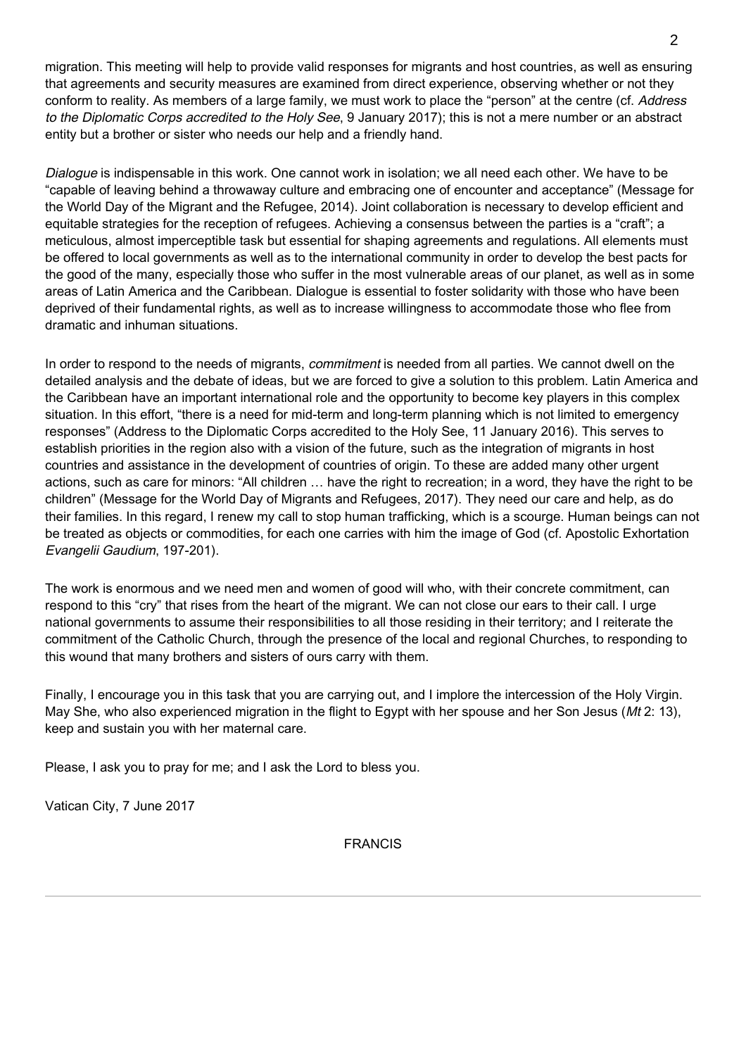migration. This meeting will help to provide valid responses for migrants and host countries, as well as ensuring that agreements and security measures are examined from direct experience, observing whether or not they conform to reality. As members of a large family, we must work to place the "person" at the centre (cf. *Address to the Diplomatic Corps accredited to the Holy See*, 9 January 2017); this is not a mere number or an abstract entity but a brother or sister who needs our help and a friendly hand.

*Dialogue* is indispensable in this work. One cannot work in isolation; we all need each other. We have to be "capable of leaving behind a throwaway culture and embracing one of encounter and acceptance" (Message for the World Day of the Migrant and the Refugee, 2014). Joint collaboration is necessary to develop efficient and equitable strategies for the reception of refugees. Achieving a consensus between the parties is a "craft"; a meticulous, almost imperceptible task but essential for shaping agreements and regulations. All elements must be offered to local governments as well as to the international community in order to develop the best pacts for the good of the many, especially those who suffer in the most vulnerable areas of our planet, as well as in some areas of Latin America and the Caribbean. Dialogue is essential to foster solidarity with those who have been deprived of their fundamental rights, as well as to increase willingness to accommodate those who flee from dramatic and inhuman situations.

In order to respond to the needs of migrants, *commitment* is needed from all parties. We cannot dwell on the detailed analysis and the debate of ideas, but we are forced to give a solution to this problem. Latin America and the Caribbean have an important international role and the opportunity to become key players in this complex situation. In this effort, "there is a need for mid-term and long-term planning which is not limited to emergency responses" (Address to the Diplomatic Corps accredited to the Holy See, 11 January 2016). This serves to establish priorities in the region also with a vision of the future, such as the integration of migrants in host countries and assistance in the development of countries of origin. To these are added many other urgent actions, such as care for minors: "All children … have the right to recreation; in a word, they have the right to be children" (Message for the World Day of Migrants and Refugees, 2017). They need our care and help, as do their families. In this regard, I renew my call to stop human trafficking, which is a scourge. Human beings can not be treated as objects or commodities, for each one carries with him the image of God (cf. Apostolic Exhortation *Evangelii Gaudium*, 197-201).

The work is enormous and we need men and women of good will who, with their concrete commitment, can respond to this "cry" that rises from the heart of the migrant. We can not close our ears to their call. I urge national governments to assume their responsibilities to all those residing in their territory; and I reiterate the commitment of the Catholic Church, through the presence of the local and regional Churches, to responding to this wound that many brothers and sisters of ours carry with them.

Finally, I encourage you in this task that you are carrying out, and I implore the intercession of the Holy Virgin. May She, who also experienced migration in the flight to Egypt with her spouse and her Son Jesus (*Mt* 2: 13), keep and sustain you with her maternal care.

Please, I ask you to pray for me; and I ask the Lord to bless you.

Vatican City, 7 June 2017

FRANCIS